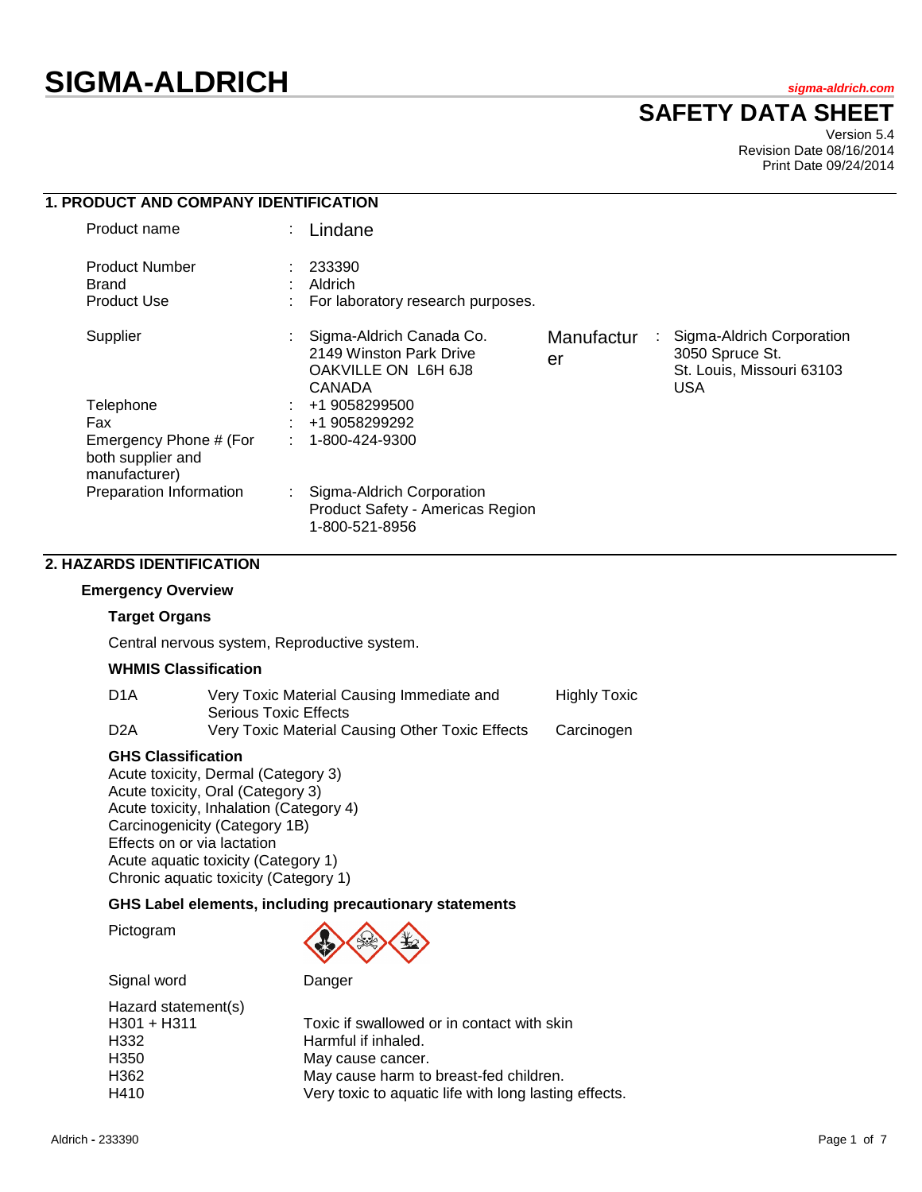# SIGMA-ALDRICH

sigma-aldrich.com

## SAFETY DATA SHEET

Version 5.4
Revision Date 08/16/2014
Print Date 09/24/2014

## 1. PRODUCT AND COMPANY IDENTIFICATION

| | | |
|---|---|---|
| Product name | : | Lindane |
| Product Number | : | 233390 |
| Brand | : | Aldrich |
| Product Use | : | For laboratory research purposes. |
| Supplier | : | Sigma-Aldrich Canada Co.<br>2149 Winston Park Drive<br>OAKVILLE ON L6H 6J8<br>CANADA |
| Manufacturer | : | Sigma-Aldrich Corporation<br>3050 Spruce St.<br>St. Louis, Missouri 63103<br>USA |
| Telephone | : | +1 9058299500 |
| Fax | : | +1 9058299292 |
| Emergency Phone # (For both supplier and manufacturer) | : | 1-800-424-9300 |
| Preparation Information | : | Sigma-Aldrich Corporation<br>Product Safety - Americas Region<br>1-800-521-8956 |

## 2. HAZARDS IDENTIFICATION

### Emergency Overview

**Target Organs**

Central nervous system, Reproductive system.

**WHMIS Classification**

| | | |
|---|---|---|
| D1A | Very Toxic Material Causing Immediate and Serious Toxic Effects | Highly Toxic |
| D2A | Very Toxic Material Causing Other Toxic Effects | Carcinogen |

**GHS Classification**

Acute toxicity, Dermal (Category 3)
Acute toxicity, Oral (Category 3)
Acute toxicity, Inhalation (Category 4)
Carcinogenicity (Category 1B)
Effects on or via lactation
Acute aquatic toxicity (Category 1)
Chronic aquatic toxicity (Category 1)

**GHS Label elements, including precautionary statements**

Pictogram

Signal word: Danger

Hazard statement(s)

| | |
|---|---|
| H301 + H311 | Toxic if swallowed or in contact with skin |
| H332 | Harmful if inhaled. |
| H350 | May cause cancer. |
| H362 | May cause harm to breast-fed children. |
| H410 | Very toxic to aquatic life with long lasting effects. |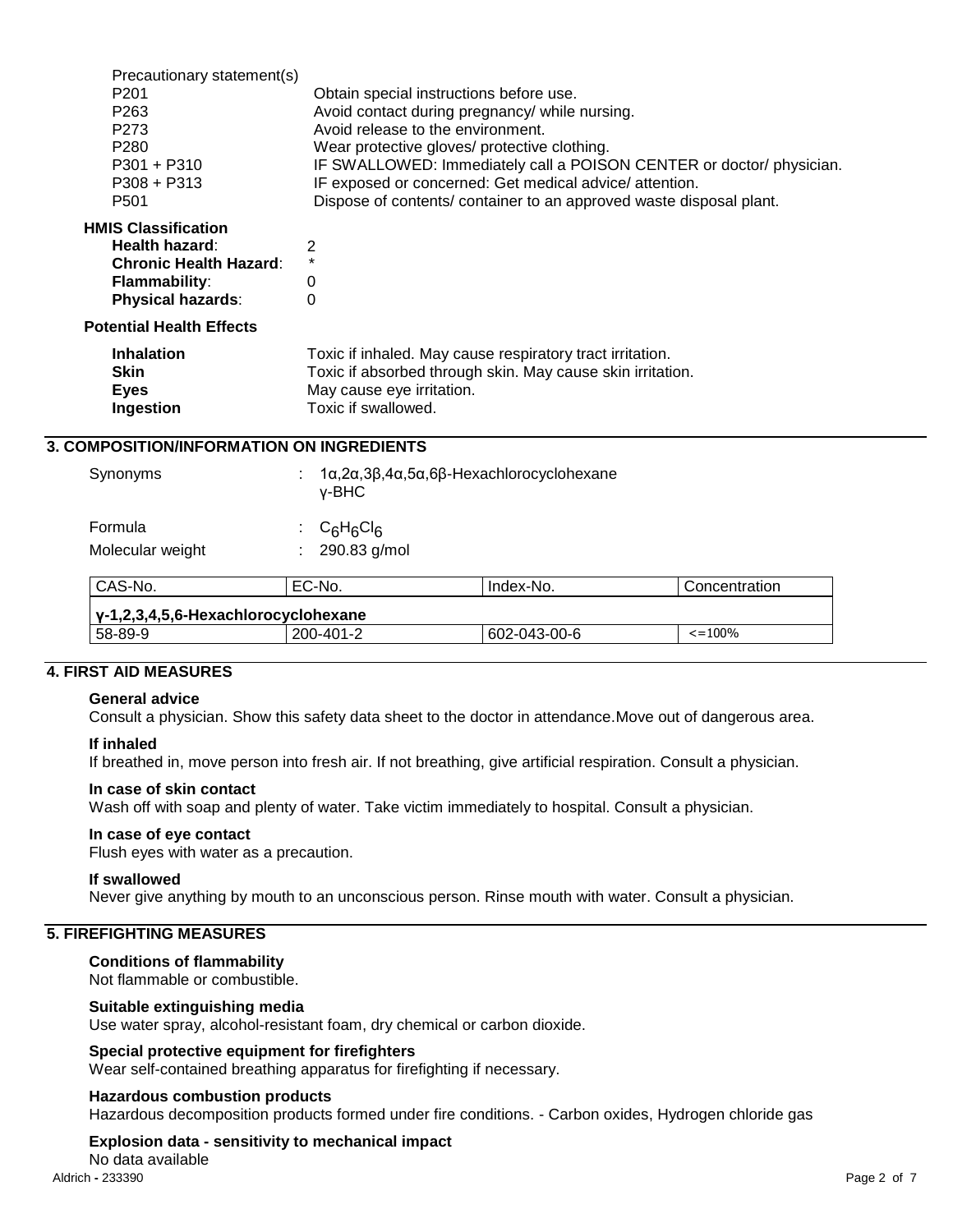Precautionary statement(s)

| | |
|---|---|
| P201 | Obtain special instructions before use. |
| P263 | Avoid contact during pregnancy/ while nursing. |
| P273 | Avoid release to the environment. |
| P280 | Wear protective gloves/ protective clothing. |
| P301 + P310 | IF SWALLOWED: Immediately call a POISON CENTER or doctor/ physician. |
| P308 + P313 | IF exposed or concerned: Get medical advice/ attention. |
| P501 | Dispose of contents/ container to an approved waste disposal plant. |

**HMIS Classification**

| | |
|---|---|
| **Health hazard**: | 2 |
| **Chronic Health Hazard**: | * |
| **Flammability**: | 0 |
| **Physical hazards**: | 0 |

**Potential Health Effects**

| | |
|---|---|
| **Inhalation** | Toxic if inhaled. May cause respiratory tract irritation. |
| **Skin** | Toxic if absorbed through skin. May cause skin irritation. |
| **Eyes** | May cause eye irritation. |
| **Ingestion** | Toxic if swallowed. |

## 3. COMPOSITION/INFORMATION ON INGREDIENTS

Synonyms : 1α,2α,3β,4α,5α,6β-Hexachlorocyclohexane
γ-BHC

Formula : $C_6H_6Cl_6$

Molecular weight : 290.83 g/mol

| CAS-No. | EC-No. | Index-No. | Concentration |
|---|---|---|---|
| **γ-1,2,3,4,5,6-Hexachlorocyclohexane** | | | |
| 58-89-9 | 200-401-2 | 602-043-00-6 | <=100% |

## 4. FIRST AID MEASURES

**General advice**
Consult a physician. Show this safety data sheet to the doctor in attendance.Move out of dangerous area.

**If inhaled**
If breathed in, move person into fresh air. If not breathing, give artificial respiration. Consult a physician.

**In case of skin contact**
Wash off with soap and plenty of water. Take victim immediately to hospital. Consult a physician.

**In case of eye contact**
Flush eyes with water as a precaution.

**If swallowed**
Never give anything by mouth to an unconscious person. Rinse mouth with water. Consult a physician.

## 5. FIREFIGHTING MEASURES

**Conditions of flammability**
Not flammable or combustible.

**Suitable extinguishing media**
Use water spray, alcohol-resistant foam, dry chemical or carbon dioxide.

**Special protective equipment for firefighters**
Wear self-contained breathing apparatus for firefighting if necessary.

**Hazardous combustion products**
Hazardous decomposition products formed under fire conditions. - Carbon oxides, Hydrogen chloride gas

**Explosion data - sensitivity to mechanical impact**
No data available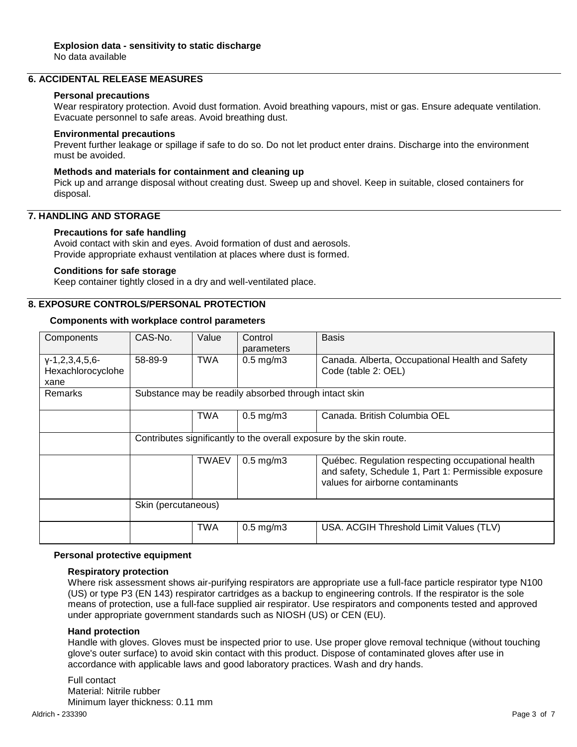**Explosion data - sensitivity to static discharge**
No data available

## 6. ACCIDENTAL RELEASE MEASURES

**Personal precautions**
Wear respiratory protection. Avoid dust formation. Avoid breathing vapours, mist or gas. Ensure adequate ventilation. Evacuate personnel to safe areas. Avoid breathing dust.

**Environmental precautions**
Prevent further leakage or spillage if safe to do so. Do not let product enter drains. Discharge into the environment must be avoided.

**Methods and materials for containment and cleaning up**
Pick up and arrange disposal without creating dust. Sweep up and shovel. Keep in suitable, closed containers for disposal.

## 7. HANDLING AND STORAGE

**Precautions for safe handling**
Avoid contact with skin and eyes. Avoid formation of dust and aerosols.
Provide appropriate exhaust ventilation at places where dust is formed.

**Conditions for safe storage**
Keep container tightly closed in a dry and well-ventilated place.

## 8. EXPOSURE CONTROLS/PERSONAL PROTECTION

**Components with workplace control parameters**

| Components | CAS-No. | Value | Control parameters | Basis |
|---|---|---|---|---|
| γ-1,2,3,4,5,6-Hexachlorocyclohexane | 58-89-9 | TWA | 0.5 mg/m3 | Canada. Alberta, Occupational Health and Safety Code (table 2: OEL) |
| Remarks | Substance may be readily absorbed through intact skin | | | |
| | | TWA | 0.5 mg/m3 | Canada. British Columbia OEL |
| | Contributes significantly to the overall exposure by the skin route. | | | |
| | | TWAEV | 0.5 mg/m3 | Québec. Regulation respecting occupational health and safety, Schedule 1, Part 1: Permissible exposure values for airborne contaminants |
| | Skin (percutaneous) | | | |
| | | TWA | 0.5 mg/m3 | USA. ACGIH Threshold Limit Values (TLV) |

**Personal protective equipment**

**Respiratory protection**
Where risk assessment shows air-purifying respirators are appropriate use a full-face particle respirator type N100 (US) or type P3 (EN 143) respirator cartridges as a backup to engineering controls. If the respirator is the sole means of protection, use a full-face supplied air respirator. Use respirators and components tested and approved under appropriate government standards such as NIOSH (US) or CEN (EU).

**Hand protection**
Handle with gloves. Gloves must be inspected prior to use. Use proper glove removal technique (without touching glove's outer surface) to avoid skin contact with this product. Dispose of contaminated gloves after use in accordance with applicable laws and good laboratory practices. Wash and dry hands.

Full contact
Material: Nitrile rubber
Minimum layer thickness: 0.11 mm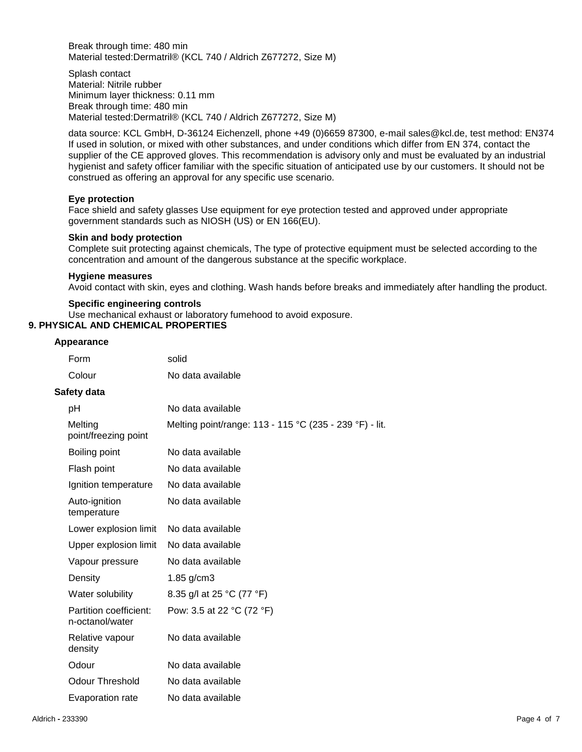Break through time: 480 min
Material tested:Dermatril® (KCL 740 / Aldrich Z677272, Size M)

Splash contact
Material: Nitrile rubber
Minimum layer thickness: 0.11 mm
Break through time: 480 min
Material tested:Dermatril® (KCL 740 / Aldrich Z677272, Size M)

data source: KCL GmbH, D-36124 Eichenzell, phone +49 (0)6659 87300, e-mail sales@kcl.de, test method: EN374
If used in solution, or mixed with other substances, and under conditions which differ from EN 374, contact the supplier of the CE approved gloves. This recommendation is advisory only and must be evaluated by an industrial hygienist and safety officer familiar with the specific situation of anticipated use by our customers. It should not be construed as offering an approval for any specific use scenario.

**Eye protection**
Face shield and safety glasses Use equipment for eye protection tested and approved under appropriate government standards such as NIOSH (US) or EN 166(EU).

**Skin and body protection**
Complete suit protecting against chemicals, The type of protective equipment must be selected according to the concentration and amount of the dangerous substance at the specific workplace.

**Hygiene measures**
Avoid contact with skin, eyes and clothing. Wash hands before breaks and immediately after handling the product.

**Specific engineering controls**
Use mechanical exhaust or laboratory fumehood to avoid exposure.

## 9. PHYSICAL AND CHEMICAL PROPERTIES

**Appearance**

| | |
|---|---|
| Form | solid |
| Colour | No data available |

**Safety data**

| | |
|---|---|
| pH | No data available |
| Melting point/freezing point | Melting point/range: 113 - 115 °C (235 - 239 °F) - lit. |
| Boiling point | No data available |
| Flash point | No data available |
| Ignition temperature | No data available |
| Auto-ignition temperature | No data available |
| Lower explosion limit | No data available |
| Upper explosion limit | No data available |
| Vapour pressure | No data available |
| Density | 1.85 g/cm3 |
| Water solubility | 8.35 g/l at 25 °C (77 °F) |
| Partition coefficient: n-octanol/water | Pow: 3.5 at 22 °C (72 °F) |
| Relative vapour density | No data available |
| Odour | No data available |
| Odour Threshold | No data available |
| Evaporation rate | No data available |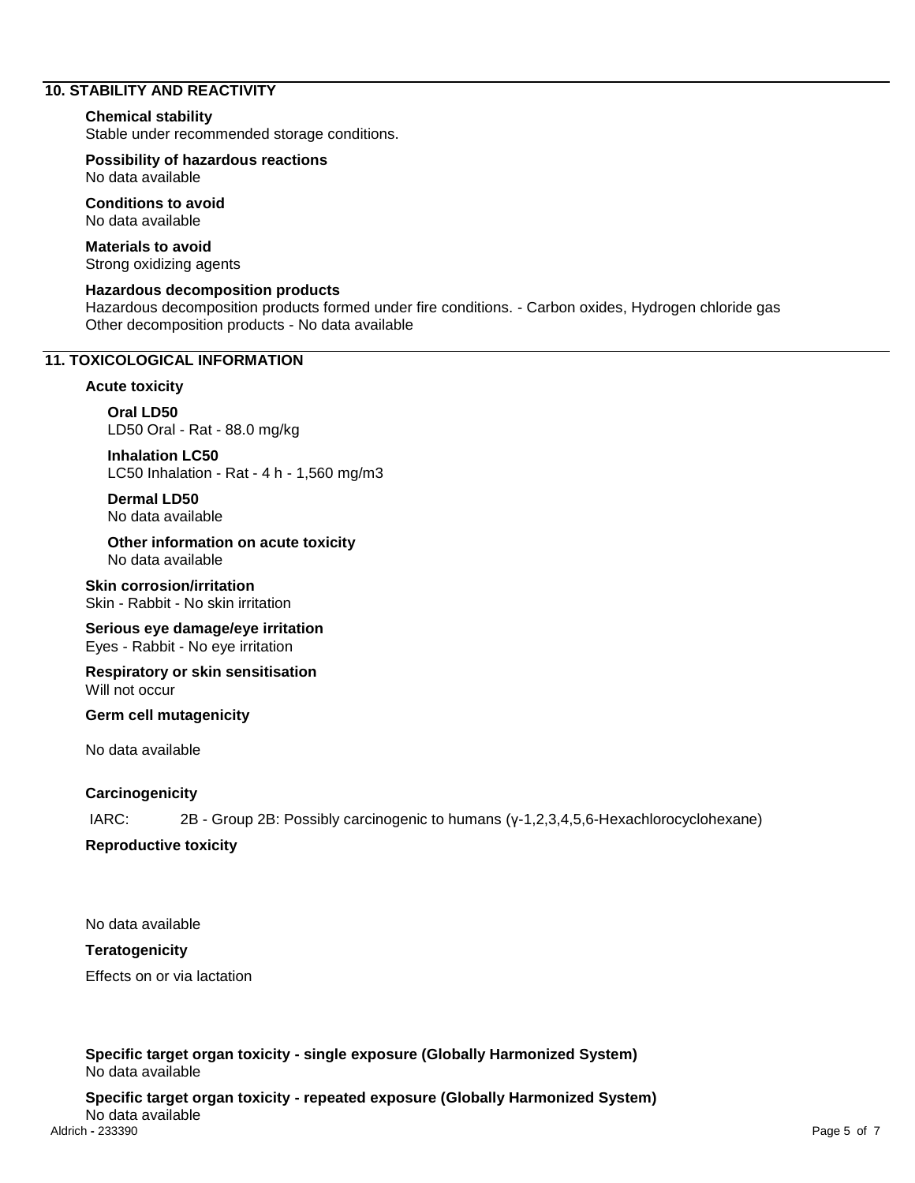## 10. STABILITY AND REACTIVITY

**Chemical stability**
Stable under recommended storage conditions.

**Possibility of hazardous reactions**
No data available

**Conditions to avoid**
No data available

**Materials to avoid**
Strong oxidizing agents

**Hazardous decomposition products**
Hazardous decomposition products formed under fire conditions. - Carbon oxides, Hydrogen chloride gas
Other decomposition products - No data available

## 11. TOXICOLOGICAL INFORMATION

**Acute toxicity**

**Oral LD50**
LD50 Oral - Rat - 88.0 mg/kg

**Inhalation LC50**
LC50 Inhalation - Rat - 4 h - 1,560 mg/m3

**Dermal LD50**
No data available

**Other information on acute toxicity**
No data available

**Skin corrosion/irritation**
Skin - Rabbit - No skin irritation

**Serious eye damage/eye irritation**
Eyes - Rabbit - No eye irritation

**Respiratory or skin sensitisation**
Will not occur

**Germ cell mutagenicity**

No data available

**Carcinogenicity**

IARC: 2B - Group 2B: Possibly carcinogenic to humans (γ-1,2,3,4,5,6-Hexachlorocyclohexane)

**Reproductive toxicity**

No data available

**Teratogenicity**

Effects on or via lactation

**Specific target organ toxicity - single exposure (Globally Harmonized System)**
No data available

**Specific target organ toxicity - repeated exposure (Globally Harmonized System)**
No data available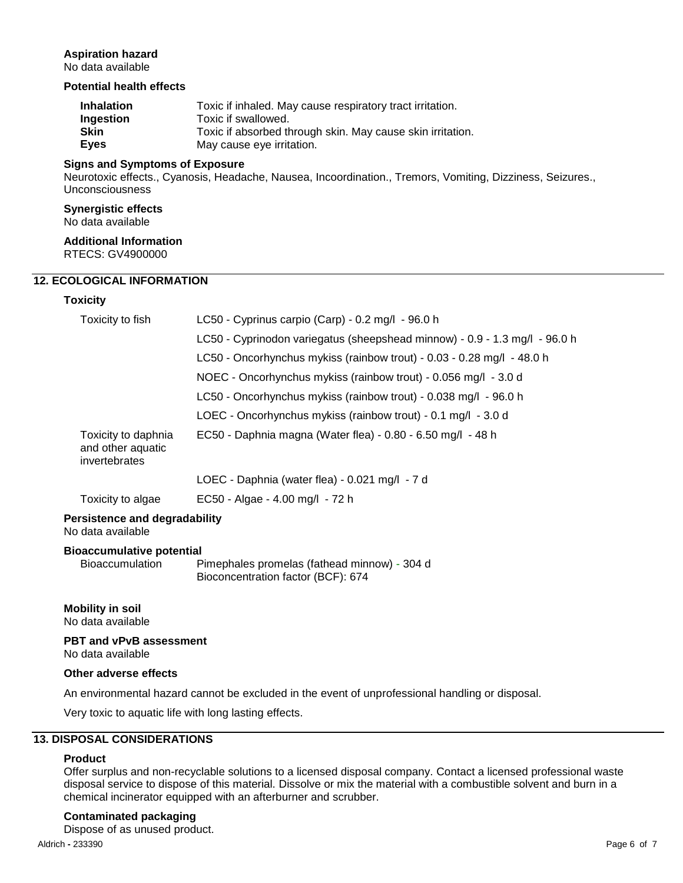#### Aspiration hazard

No data available

#### Potential health effects

| | |
|---|---|
| **Inhalation** | Toxic if inhaled. May cause respiratory tract irritation. |
| **Ingestion** | Toxic if swallowed. |
| **Skin** | Toxic if absorbed through skin. May cause skin irritation. |
| **Eyes** | May cause eye irritation. |

#### Signs and Symptoms of Exposure

Neurotoxic effects., Cyanosis, Headache, Nausea, Incoordination., Tremors, Vomiting, Dizziness, Seizures., Unconsciousness

#### Synergistic effects

No data available

#### Additional Information

RTECS: GV4900000

## 12. ECOLOGICAL INFORMATION

#### Toxicity

| | |
|---|---|
| Toxicity to fish | LC50 - Cyprinus carpio (Carp) - 0.2 mg/l - 96.0 h |
| | LC50 - Cyprinodon variegatus (sheepshead minnow) - 0.9 - 1.3 mg/l - 96.0 h |
| | LC50 - Oncorhynchus mykiss (rainbow trout) - 0.03 - 0.28 mg/l - 48.0 h |
| | NOEC - Oncorhynchus mykiss (rainbow trout) - 0.056 mg/l - 3.0 d |
| | LC50 - Oncorhynchus mykiss (rainbow trout) - 0.038 mg/l - 96.0 h |
| | LOEC - Oncorhynchus mykiss (rainbow trout) - 0.1 mg/l - 3.0 d |
| Toxicity to daphnia and other aquatic invertebrates | EC50 - Daphnia magna (Water flea) - 0.80 - 6.50 mg/l - 48 h |
| | LOEC - Daphnia (water flea) - 0.021 mg/l - 7 d |
| Toxicity to algae | EC50 - Algae - 4.00 mg/l - 72 h |

#### Persistence and degradability

No data available

#### Bioaccumulative potential

| | |
|---|---|
| Bioaccumulation | Pimephales promelas (fathead minnow) - 304 d<br>Bioconcentration factor (BCF): 674 |

#### Mobility in soil

No data available

#### PBT and vPvB assessment

No data available

#### Other adverse effects

An environmental hazard cannot be excluded in the event of unprofessional handling or disposal.

Very toxic to aquatic life with long lasting effects.

## 13. DISPOSAL CONSIDERATIONS

#### Product

Offer surplus and non-recyclable solutions to a licensed disposal company. Contact a licensed professional waste disposal service to dispose of this material. Dissolve or mix the material with a combustible solvent and burn in a chemical incinerator equipped with an afterburner and scrubber.

#### Contaminated packaging

Dispose of as unused product.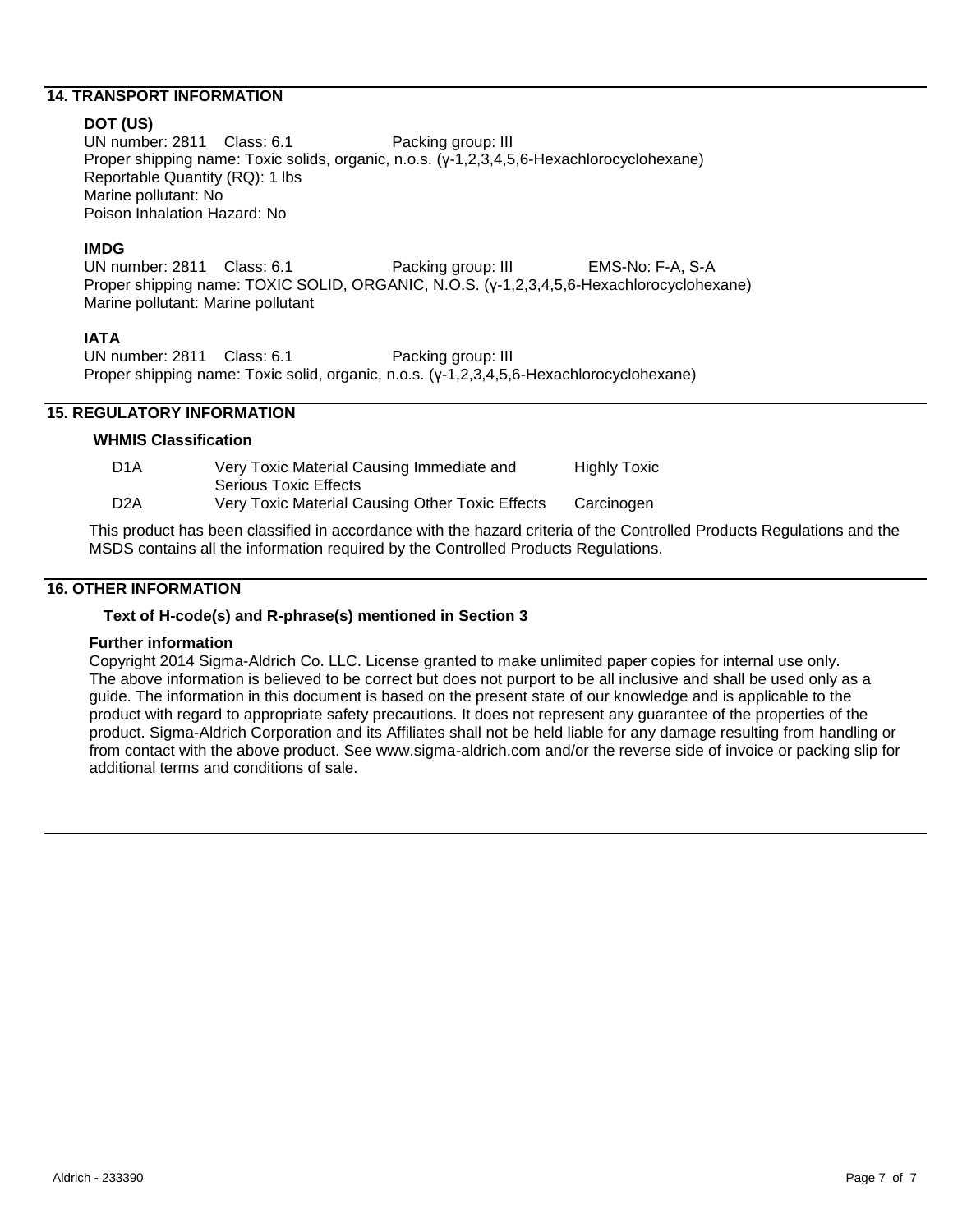## 14. TRANSPORT INFORMATION

### DOT (US)

UN number: 2811    Class: 6.1    Packing group: III
Proper shipping name: Toxic solids, organic, n.o.s. (γ-1,2,3,4,5,6-Hexachlorocyclohexane)
Reportable Quantity (RQ): 1 lbs
Marine pollutant: No
Poison Inhalation Hazard: No

### IMDG

UN number: 2811    Class: 6.1    Packing group: III    EMS-No: F-A, S-A
Proper shipping name: TOXIC SOLID, ORGANIC, N.O.S. (γ-1,2,3,4,5,6-Hexachlorocyclohexane)
Marine pollutant: Marine pollutant

### IATA

UN number: 2811    Class: 6.1    Packing group: III
Proper shipping name: Toxic solid, organic, n.o.s. (γ-1,2,3,4,5,6-Hexachlorocyclohexane)

## 15. REGULATORY INFORMATION

**WHMIS Classification**

| | | |
|---|---|---|
| D1A | Very Toxic Material Causing Immediate and Serious Toxic Effects | Highly Toxic |
| D2A | Very Toxic Material Causing Other Toxic Effects | Carcinogen |

This product has been classified in accordance with the hazard criteria of the Controlled Products Regulations and the MSDS contains all the information required by the Controlled Products Regulations.

## 16. OTHER INFORMATION

**Text of H-code(s) and R-phrase(s) mentioned in Section 3**

**Further information**

Copyright 2014 Sigma-Aldrich Co. LLC. License granted to make unlimited paper copies for internal use only.
The above information is believed to be correct but does not purport to be all inclusive and shall be used only as a guide. The information in this document is based on the present state of our knowledge and is applicable to the product with regard to appropriate safety precautions. It does not represent any guarantee of the properties of the product. Sigma-Aldrich Corporation and its Affiliates shall not be held liable for any damage resulting from handling or from contact with the above product. See www.sigma-aldrich.com and/or the reverse side of invoice or packing slip for additional terms and conditions of sale.